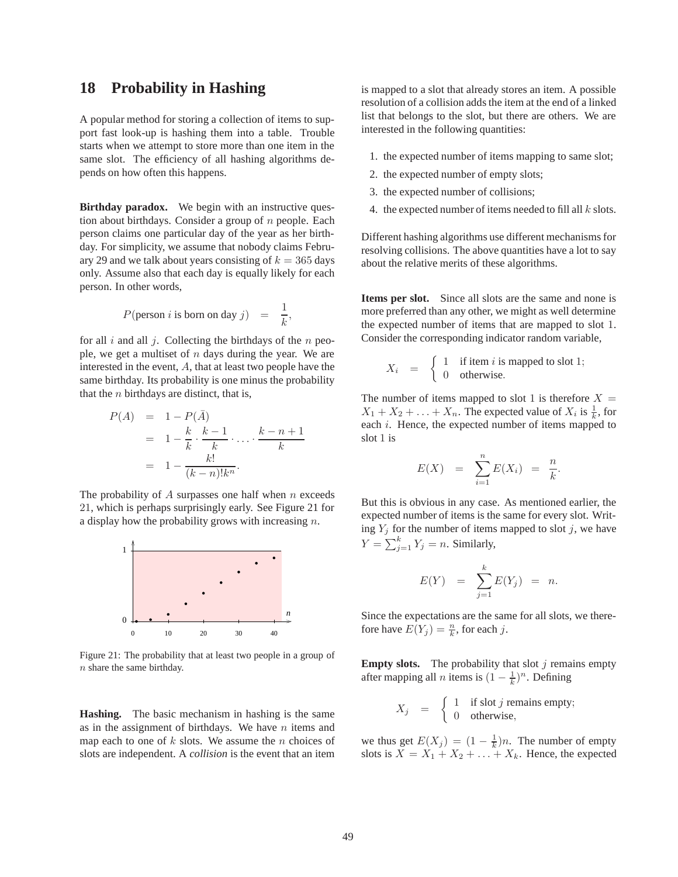# 18 Probability in Hashing

A popular method for storing a collection of items to support fast look-up is hashing them into a table. Trouble starts when we attempt to store more than one item in the same slot. The efficiency of all hashing algorithms depends on how often this happens.

**Birthday paradox.** We begin with an instructive question about birthdays. Consider a group of $n$ people. Each person claims one particular day of the year as her birthday. For simplicity, we assume that nobody claims February 29 and we talk about years consisting of $k = 365$ days only. Assume also that each day is equally likely for each person. In other words,

$$P(\text{person } i \text{ is born on day } j) = \frac{1}{k},$$

for all $i$ and all $j$. Collecting the birthdays of the $n$ people, we get a multiset of $n$ days during the year. We are interested in the event, $A$, that at least two people have the same birthday. Its probability is one minus the probability that the $n$ birthdays are distinct, that is,

$$\begin{aligned} P(A) &= 1 - P(\bar{A}) \\ &= 1 - \frac{k}{k} \cdot \frac{k-1}{k} \cdot \ldots \cdot \frac{k-n+1}{k} \\ &= 1 - \frac{k!}{(k-n)!k^n}. \end{aligned}$$

The probability of $A$ surpasses one half when $n$ exceeds 21, which is perhaps surprisingly early. See Figure 21 for a display how the probability grows with increasing $n$.

Figure 21: The probability that at least two people in a group of $n$ share the same birthday.

**Hashing.** The basic mechanism in hashing is the same as in the assignment of birthdays. We have $n$ items and map each to one of $k$ slots. We assume the $n$ choices of slots are independent. A *collision* is the event that an item is mapped to a slot that already stores an item. A possible resolution of a collision adds the item at the end of a linked list that belongs to the slot, but there are others. We are interested in the following quantities:

1. the expected number of items mapping to same slot;
2. the expected number of empty slots;
3. the expected number of collisions;
4. the expected number of items needed to fill all $k$ slots.

Different hashing algorithms use different mechanisms for resolving collisions. The above quantities have a lot to say about the relative merits of these algorithms.

**Items per slot.** Since all slots are the same and none is more preferred than any other, we might as well determine the expected number of items that are mapped to slot 1. Consider the corresponding indicator random variable,

$$X_i = \begin{cases} 1 & \text{if item } i \text{ is mapped to slot } 1; \\ 0 & \text{otherwise.} \end{cases}$$

The number of items mapped to slot 1 is therefore $X = X_1 + X_2 + \ldots + X_n$. The expected value of $X_i$ is $\frac{1}{k}$, for each $i$. Hence, the expected number of items mapped to slot 1 is

$$E(X) = \sum_{i=1}^{n} E(X_i) = \frac{n}{k}.$$

But this is obvious in any case. As mentioned earlier, the expected number of items is the same for every slot. Writing $Y_j$ for the number of items mapped to slot $j$, we have $Y = \sum_{j=1}^{k} Y_j = n$. Similarly,

$$E(Y) = \sum_{j=1}^{k} E(Y_j) = n.$$

Since the expectations are the same for all slots, we therefore have $E(Y_j) = \frac{n}{k}$, for each $j$.

**Empty slots.** The probability that slot $j$ remains empty after mapping all $n$ items is $(1 - \frac{1}{k})^n$. Defining

$$X_j = \begin{cases} 1 & \text{if slot } j \text{ remains empty;} \\ 0 & \text{otherwise,} \end{cases}$$

we thus get $E(X_j) = (1 - \frac{1}{k})n$. The number of empty slots is $X = X_1 + X_2 + \ldots + X_k$. Hence, the expected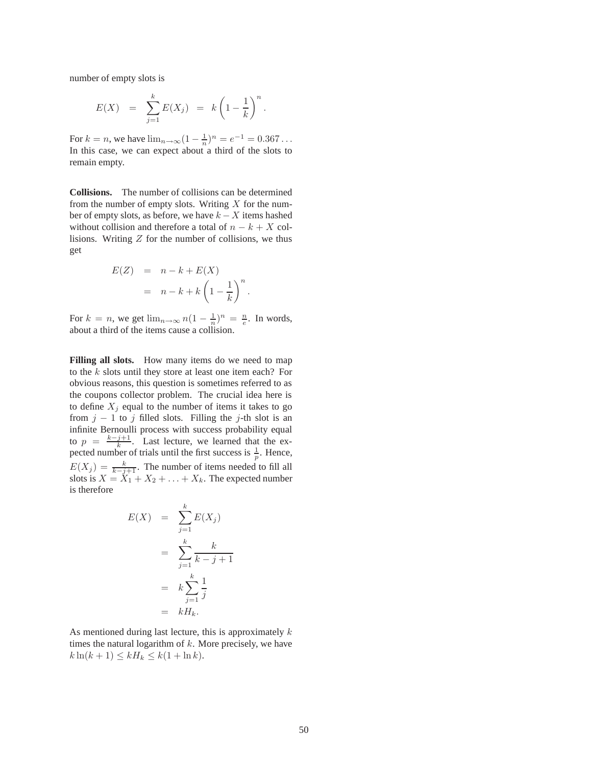number of empty slots is

$$E(X) = \sum_{j=1}^{k} E(X_j) = k\left(1 - \frac{1}{k}\right)^n.$$

For $k = n$, we have $\lim_{n\to\infty}(1 - \frac{1}{n})^n = e^{-1} = 0.367\ldots$ In this case, we can expect about a third of the slots to remain empty.

**Collisions.** The number of collisions can be determined from the number of empty slots. Writing $X$ for the number of empty slots, as before, we have $k - X$ items hashed without collision and therefore a total of $n - k + X$ collisions. Writing $Z$ for the number of collisions, we thus get

$$\begin{aligned} E(Z) &= n - k + E(X) \\ &= n - k + k\left(1 - \frac{1}{k}\right)^n. \end{aligned}$$

For $k = n$, we get $\lim_{n\to\infty} n(1 - \frac{1}{n})^n = \frac{n}{e}$. In words, about a third of the items cause a collision.

**Filling all slots.** How many items do we need to map to the $k$ slots until they store at least one item each? For obvious reasons, this question is sometimes referred to as the coupons collector problem. The crucial idea here is to define $X_j$ equal to the number of items it takes to go from $j - 1$ to $j$ filled slots. Filling the $j$-th slot is an infinite Bernoulli process with success probability equal to $p = \frac{k-j+1}{k}$. Last lecture, we learned that the expected number of trials until the first success is $\frac{1}{p}$. Hence, $E(X_j) = \frac{k}{k-j+1}$. The number of items needed to fill all slots is $X = X_1 + X_2 + \ldots + X_k$. The expected number is therefore

$$\begin{aligned} E(X) &= \sum_{j=1}^{k} E(X_j) \\ &= \sum_{j=1}^{k} \frac{k}{k-j+1} \\ &= k\sum_{j=1}^{k} \frac{1}{j} \\ &= kH_k. \end{aligned}$$

As mentioned during last lecture, this is approximately $k$ times the natural logarithm of $k$. More precisely, we have $k\ln(k+1) \le kH_k \le k(1 + \ln k)$.